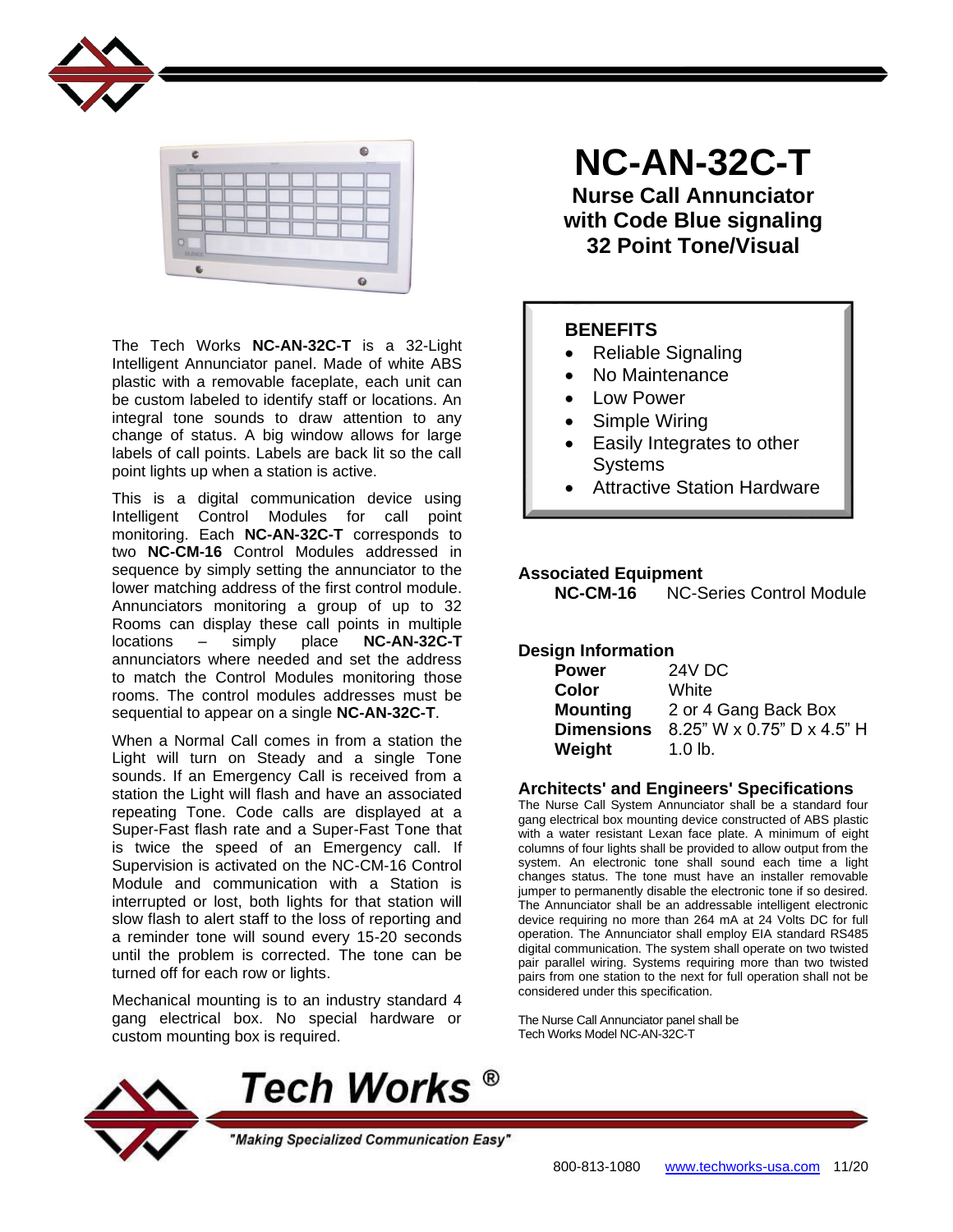# NC-AN-32C-T

## Nurse Call Annunciator with Code Blue signaling 32 Point Tone/Visual

The Tech Works **NC-AN-32C-T** is a 32-Light Intelligent Annunciator panel. Made of white ABS plastic with a removable faceplate, each unit can be custom labeled to identify staff or locations. An integral tone sounds to draw attention to any change of status. A big window allows for large labels of call points. Labels are back lit so the call point lights up when a station is active.

This is a digital communication device using Intelligent Control Modules for call point monitoring. Each **NC-AN-32C-T** corresponds to two **NC-CM-16** Control Modules addressed in sequence by simply setting the annunciator to the lower matching address of the first control module. Annunciators monitoring a group of up to 32 Rooms can display these call points in multiple locations – simply place **NC-AN-32C-T** annunciators where needed and set the address to match the Control Modules monitoring those rooms. The control modules addresses must be sequential to appear on a single **NC-AN-32C-T**.

When a Normal Call comes in from a station the Light will turn on Steady and a single Tone sounds. If an Emergency Call is received from a station the Light will flash and have an associated repeating Tone. Code calls are displayed at a Super-Fast flash rate and a Super-Fast Tone that is twice the speed of an Emergency call. If Supervision is activated on the NC-CM-16 Control Module and communication with a Station is interrupted or lost, both lights for that station will slow flash to alert staff to the loss of reporting and a reminder tone will sound every 15-20 seconds until the problem is corrected. The tone can be turned off for each row or lights.

Mechanical mounting is to an industry standard 4 gang electrical box. No special hardware or custom mounting box is required.

### BENEFITS

- Reliable Signaling
- No Maintenance
- Low Power
- Simple Wiring
- Easily Integrates to other Systems
- Attractive Station Hardware

### Associated Equipment

**NC-CM-16** NC-Series Control Module

### Design Information

| | |
|---|---|
| **Power** | 24V DC |
| **Color** | White |
| **Mounting** | 2 or 4 Gang Back Box |
| **Dimensions** | 8.25" W x 0.75" D x 4.5" H |
| **Weight** | 1.0 lb. |

### Architects' and Engineers' Specifications

The Nurse Call System Annunciator shall be a standard four gang electrical box mounting device constructed of ABS plastic with a water resistant Lexan face plate. A minimum of eight columns of four lights shall be provided to allow output from the system. An electronic tone shall sound each time a light changes status. The tone must have an installer removable jumper to permanently disable the electronic tone if so desired. The Annunciator shall be an addressable intelligent electronic device requiring no more than 264 mA at 24 Volts DC for full operation. The Annunciator shall employ EIA standard RS485 digital communication. The system shall operate on two twisted pair parallel wiring. Systems requiring more than two twisted pairs from one station to the next for full operation shall not be considered under this specification.

The Nurse Call Annunciator panel shall be Tech Works Model NC-AN-32C-T

**Tech Works** ®

*"Making Specialized Communication Easy"*

800-813-1080 www.techworks-usa.com 11/20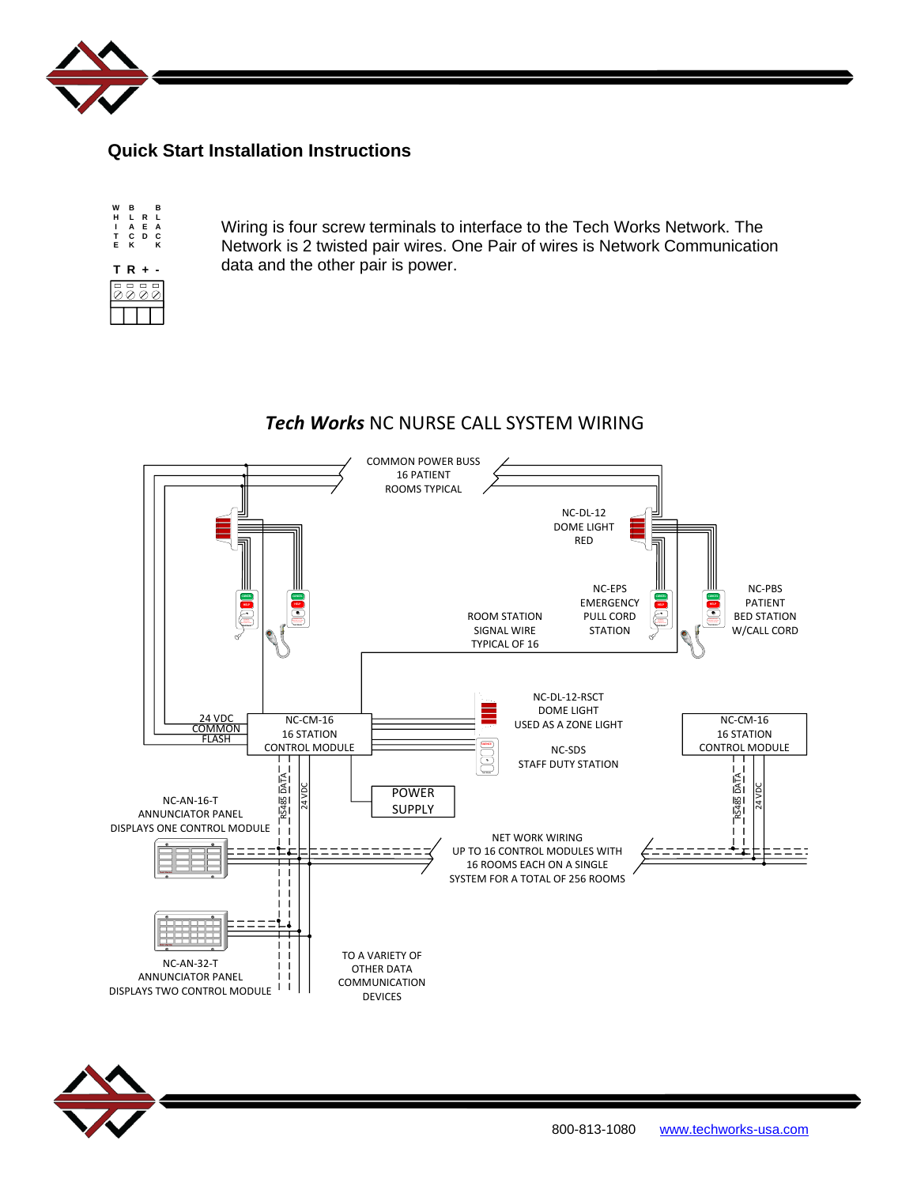## Quick Start Installation Instructions

W H I T E | B L A C K | R E D | B L A C K

T R + -

Wiring is four screw terminals to interface to the Tech Works Network. The Network is 2 twisted pair wires. One Pair of wires is Network Communication data and the other pair is power.

## *Tech Works* NC NURSE CALL SYSTEM WIRING

COMMON POWER BUSS
16 PATIENT
ROOMS TYPICAL

NC-DL-12
DOME LIGHT
RED

NC-EPS
EMERGENCY
PULL CORD
STATION

NC-PBS
PATIENT
BED STATION
W/CALL CORD

ROOM STATION
SIGNAL WIRE
TYPICAL OF 16

NC-DL-12-RSCT
DOME LIGHT
USED AS A ZONE LIGHT

24 VDC
COMMON
FLASH

NC-CM-16
16 STATION
CONTROL MODULE

NC-SDS
STAFF DUTY STATION

NC-CM-16
16 STATION
CONTROL MODULE

RS485 DATA

24 VDC

POWER
SUPPLY

NC-AN-16-T
ANNUNCIATOR PANEL
DISPLAYS ONE CONTROL MODULE

NET WORK WIRING
UP TO 16 CONTROL MODULES WITH
16 ROOMS EACH ON A SINGLE
SYSTEM FOR A TOTAL OF 256 ROOMS

NC-AN-32-T
ANNUNCIATOR PANEL
DISPLAYS TWO CONTROL MODULE

TO A VARIETY OF
OTHER DATA
COMMUNICATION
DEVICES

800-813-1080 www.techworks-usa.com